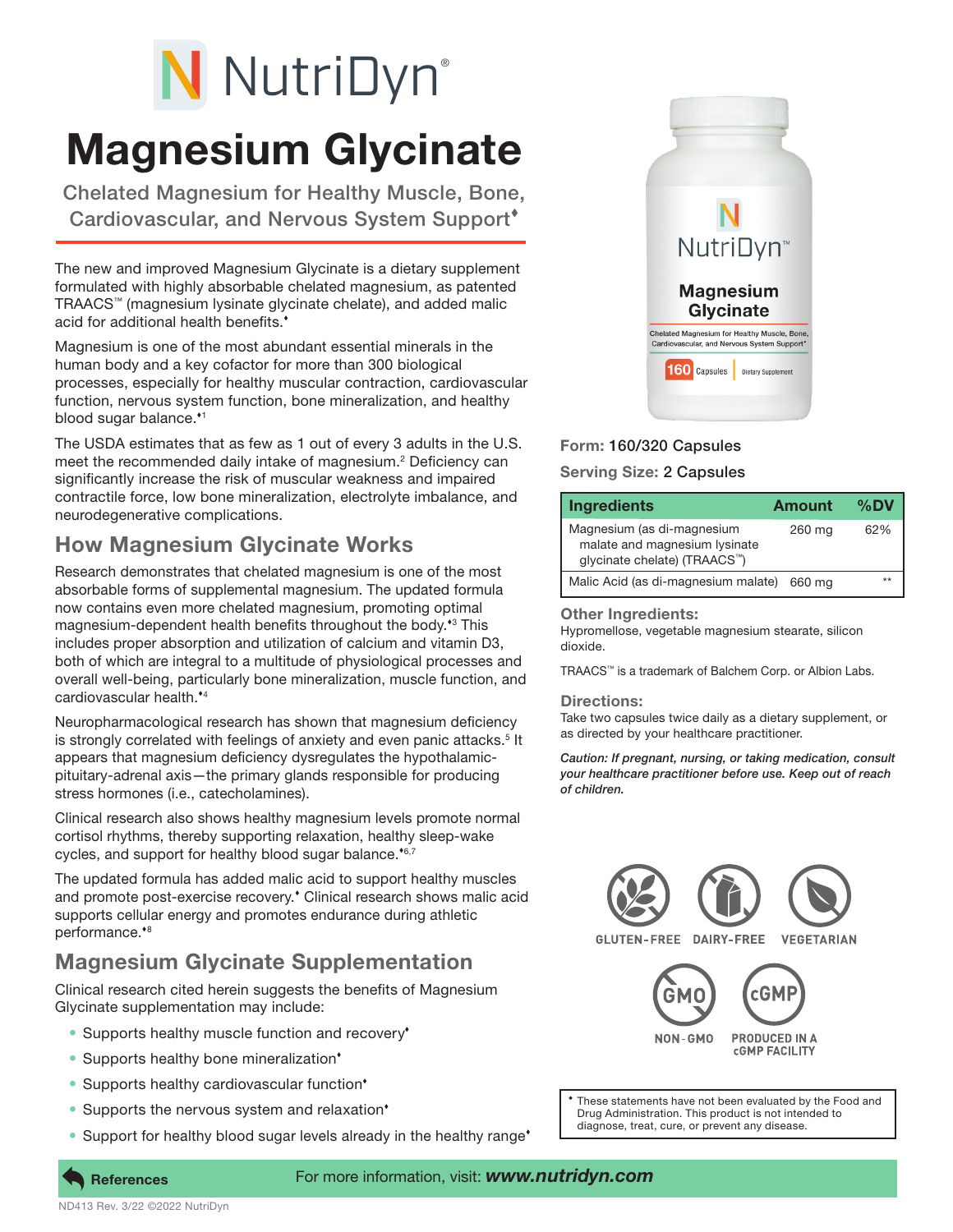# NutriDyn

# Magnesium Glycinate

Chelated Magnesium for Healthy Muscle, Bone, Cardiovascular, and Nervous System Support♦

The new and improved Magnesium Glycinate is a dietary supplement formulated with highly absorbable chelated magnesium, as patented TRAACS™ (magnesium lysinate glycinate chelate), and added malic acid for additional health benefits.♦

Magnesium is one of the most abundant essential minerals in the human body and a key cofactor for more than 300 biological processes, especially for healthy muscular contraction, cardiovascular function, nervous system function, bone mineralization, and healthy blood sugar balance.♦[1]

The USDA estimates that as few as 1 out of every 3 adults in the U.S. meet the recommended daily intake of magnesium.[2] Deficiency can significantly increase the risk of muscular weakness and impaired contractile force, low bone mineralization, electrolyte imbalance, and neurodegenerative complications.

## How Magnesium Glycinate Works

Research demonstrates that chelated magnesium is one of the most absorbable forms of supplemental magnesium. The updated formula now contains even more chelated magnesium, promoting optimal magnesium-dependent health benefits throughout the body.♦[3] This includes proper absorption and utilization of calcium and vitamin D3, both of which are integral to a multitude of physiological processes and overall well-being, particularly bone mineralization, muscle function, and cardiovascular health.♦[4]

Neuropharmacological research has shown that magnesium deficiency is strongly correlated with feelings of anxiety and even panic attacks.[5] It appears that magnesium deficiency dysregulates the hypothalamic-pituitary-adrenal axis—the primary glands responsible for producing stress hormones (i.e., catecholamines).

Clinical research also shows healthy magnesium levels promote normal cortisol rhythms, thereby supporting relaxation, healthy sleep-wake cycles, and support for healthy blood sugar balance.♦[6,7]

The updated formula has added malic acid to support healthy muscles and promote post-exercise recovery.♦ Clinical research shows malic acid supports cellular energy and promotes endurance during athletic performance.♦[8]

## Magnesium Glycinate Supplementation

Clinical research cited herein suggests the benefits of Magnesium Glycinate supplementation may include:

- Supports healthy muscle function and recovery♦
- Supports healthy bone mineralization♦
- Supports healthy cardiovascular function♦
- Supports the nervous system and relaxation♦
- Support for healthy blood sugar levels already in the healthy range♦

**Form:** 160/320 Capsules

**Serving Size:** 2 Capsules

| Ingredients | Amount | %DV |
|---|---|---|
| Magnesium (as di-magnesium malate and magnesium lysinate glycinate chelate) (TRAACS™) | 260 mg | 62% |
| Malic Acid (as di-magnesium malate) | 660 mg | ** |

### Other Ingredients:

Hypromellose, vegetable magnesium stearate, silicon dioxide.

TRAACS™ is a trademark of Balchem Corp. or Albion Labs.

### Directions:

Take two capsules twice daily as a dietary supplement, or as directed by your healthcare practitioner.

***Caution: If pregnant, nursing, or taking medication, consult your healthcare practitioner before use. Keep out of reach of children.***

GLUTEN-FREE | DAIRY-FREE | VEGETARIAN | NON-GMO | PRODUCED IN A cGMP FACILITY

♦ These statements have not been evaluated by the Food and Drug Administration. This product is not intended to diagnose, treat, cure, or prevent any disease.

References

For more information, visit: ***www.nutridyn.com***

ND413 Rev. 3/22 ©2022 NutriDyn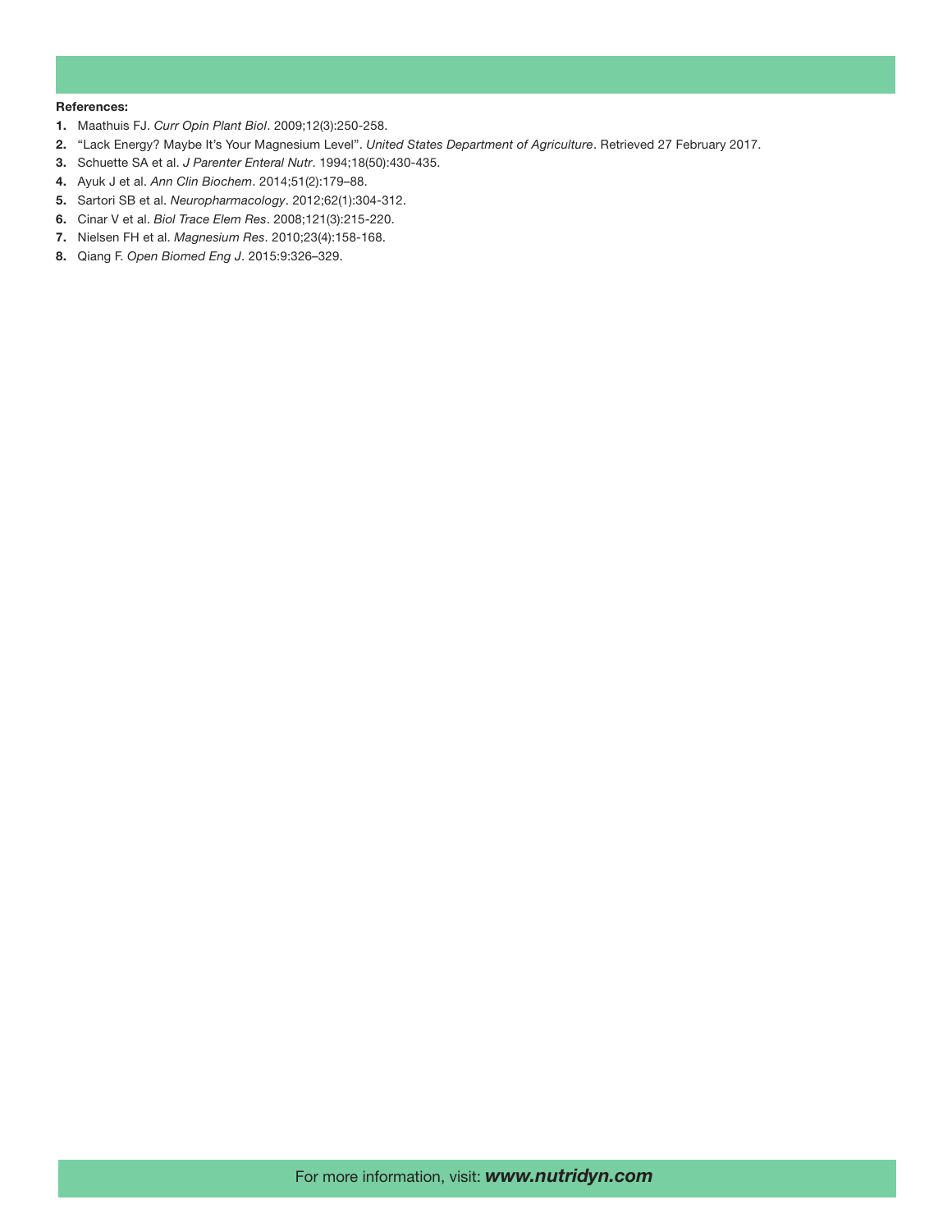**References:**

1. Maathuis FJ. *Curr Opin Plant Biol*. 2009;12(3):250-258.
2. "Lack Energy? Maybe It's Your Magnesium Level". *United States Department of Agriculture*. Retrieved 27 February 2017.
3. Schuette SA et al. *J Parenter Enteral Nutr*. 1994;18(50):430-435.
4. Ayuk J et al. *Ann Clin Biochem*. 2014;51(2):179–88.
5. Sartori SB et al. *Neuropharmacology*. 2012;62(1):304-312.
6. Cinar V et al. *Biol Trace Elem Res*. 2008;121(3):215-220.
7. Nielsen FH et al. *Magnesium Res*. 2010;23(4):158-168.
8. Qiang F. *Open Biomed Eng J*. 2015:9:326–329.

For more information, visit: ***www.nutridyn.com***